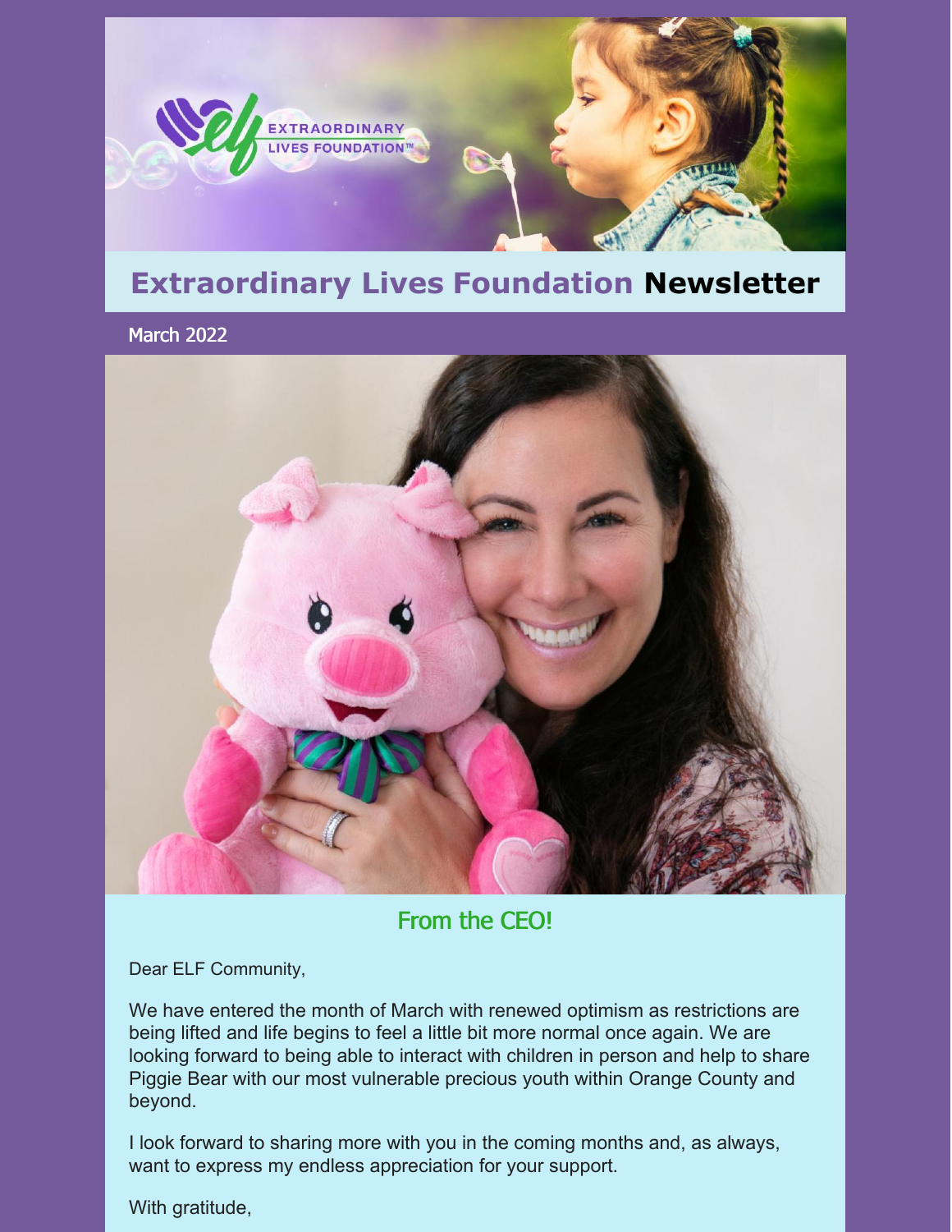# Extraordinary Lives Foundation Newsletter

March 2022

## From the CEO!

Dear ELF Community,

We have entered the month of March with renewed optimism as restrictions are being lifted and life begins to feel a little bit more normal once again. We are looking forward to being able to interact with children in person and help to share Piggie Bear with our most vulnerable precious youth within Orange County and beyond.

I look forward to sharing more with you in the coming months and, as always, want to express my endless appreciation for your support.

With gratitude,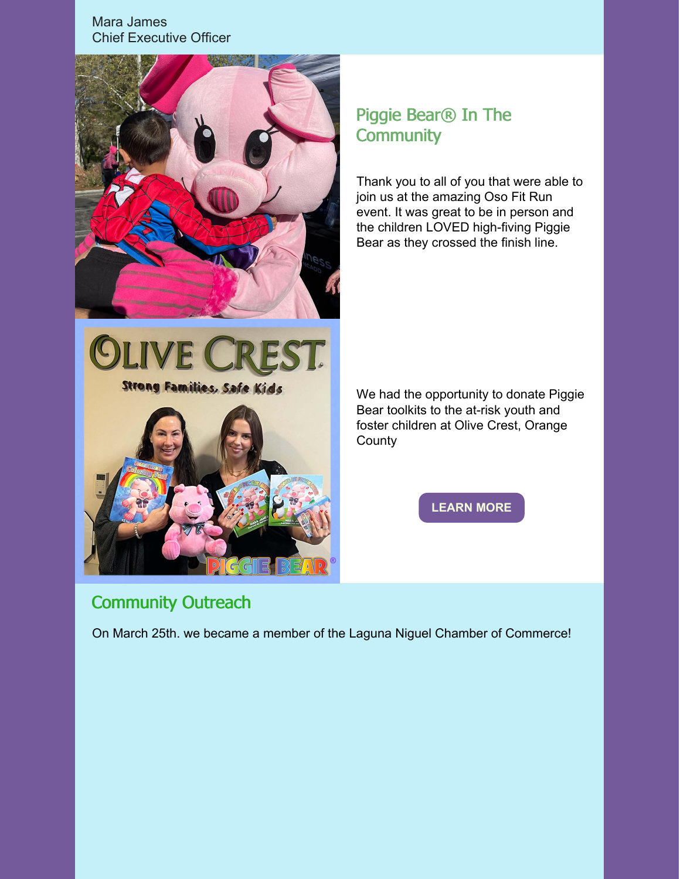Mara James
Chief Executive Officer

## Piggie Bear® In The Community

Thank you to all of you that were able to join us at the amazing Oso Fit Run event. It was great to be in person and the children LOVED high-fiving Piggie Bear as they crossed the finish line.

We had the opportunity to donate Piggie Bear toolkits to the at-risk youth and foster children at Olive Crest, Orange County

LEARN MORE

## Community Outreach

On March 25th. we became a member of the Laguna Niguel Chamber of Commerce!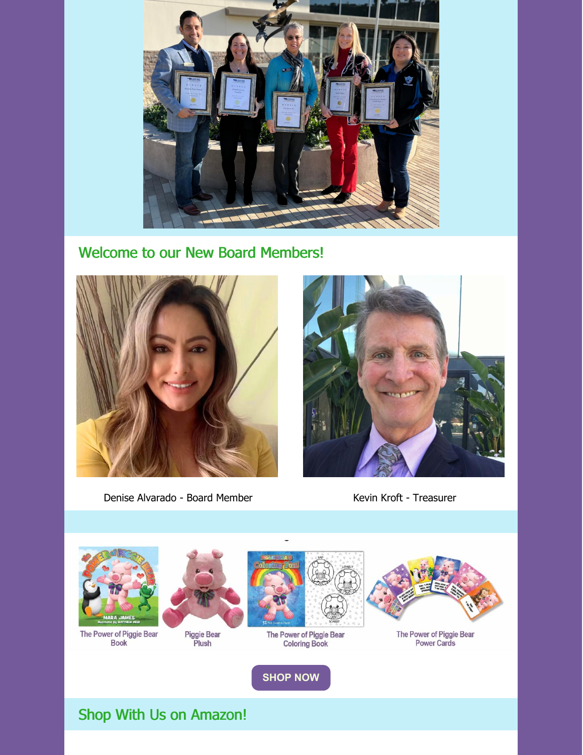## Welcome to our New Board Members!

Denise Alvarado - Board Member

Kevin Kroft - Treasurer

The Power of Piggie Bear Book

Piggie Bear Plush

The Power of Piggie Bear Coloring Book

The Power of Piggie Bear Power Cards

SHOP NOW

## Shop With Us on Amazon!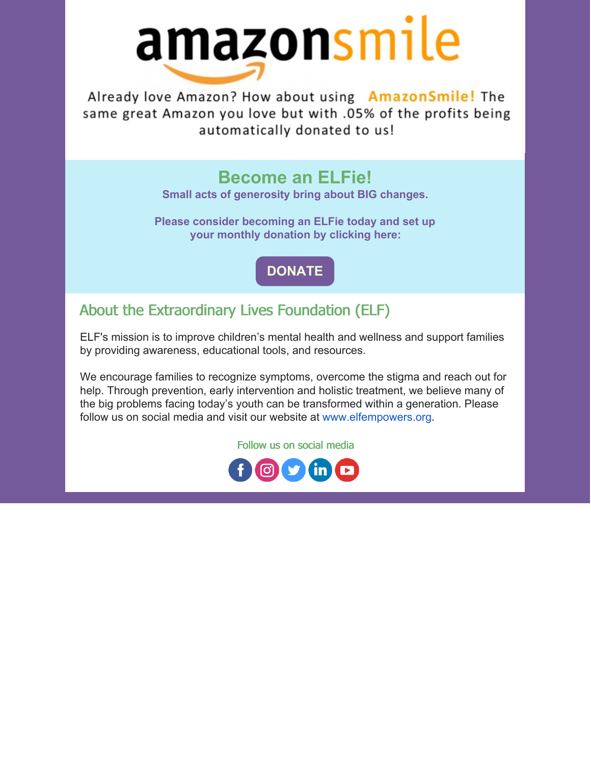amazonsmile

Already love Amazon? How about using **AmazonSmile!** The same great Amazon you love but with .05% of the profits being automatically donated to us!

## Become an ELFie!

**Small acts of generosity bring about BIG changes.**

**Please consider becoming an ELFie today and set up your monthly donation by clicking here:**

**DONATE**

## About the Extraordinary Lives Foundation (ELF)

ELF's mission is to improve children's mental health and wellness and support families by providing awareness, educational tools, and resources.

We encourage families to recognize symptoms, overcome the stigma and reach out for help. Through prevention, early intervention and holistic treatment, we believe many of the big problems facing today's youth can be transformed within a generation. Please follow us on social media and visit our website at www.elfempowers.org.

Follow us on social media